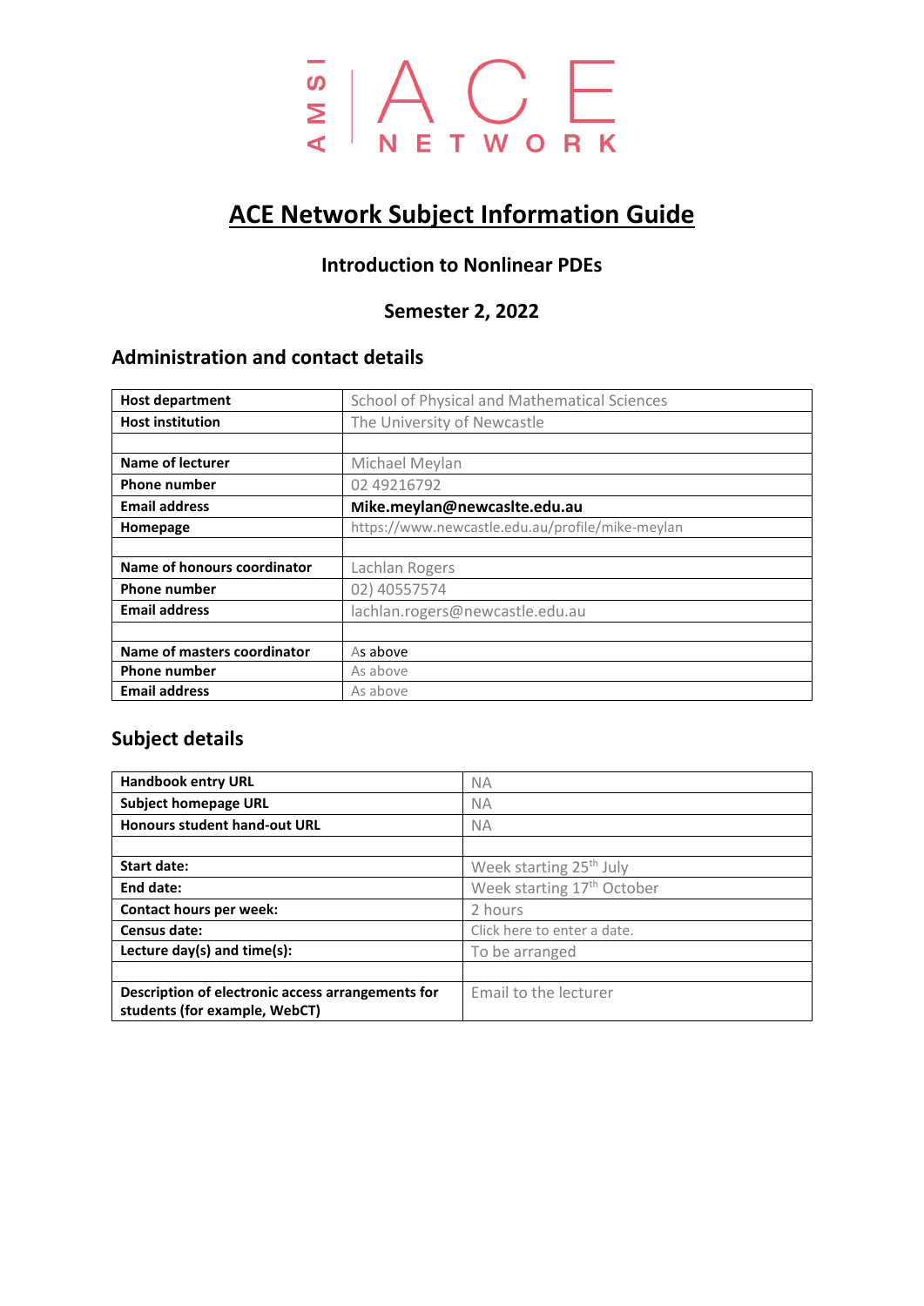# ACE Network Subject Information Guide

## Introduction to Nonlinear PDEs

## Semester 2, 2022

## Administration and contact details

| | |
|---|---|
| **Host department** | School of Physical and Mathematical Sciences |
| **Host institution** | The University of Newcastle |
| | |
| **Name of lecturer** | Michael Meylan |
| **Phone number** | 02 49216792 |
| **Email address** | **Mike.meylan@newcaslte.edu.au** |
| **Homepage** | https://www.newcastle.edu.au/profile/mike-meylan |
| | |
| **Name of honours coordinator** | Lachlan Rogers |
| **Phone number** | 02) 40557574 |
| **Email address** | lachlan.rogers@newcastle.edu.au |
| | |
| **Name of masters coordinator** | As above |
| **Phone number** | As above |
| **Email address** | As above |

## Subject details

| | |
|---|---|
| **Handbook entry URL** | NA |
| **Subject homepage URL** | NA |
| **Honours student hand-out URL** | NA |
| | |
| **Start date:** | Week starting 25th July |
| **End date:** | Week starting 17th October |
| **Contact hours per week:** | 2 hours |
| **Census date:** | Click here to enter a date. |
| **Lecture day(s) and time(s):** | To be arranged |
| | |
| **Description of electronic access arrangements for students (for example, WebCT)** | Email to the lecturer |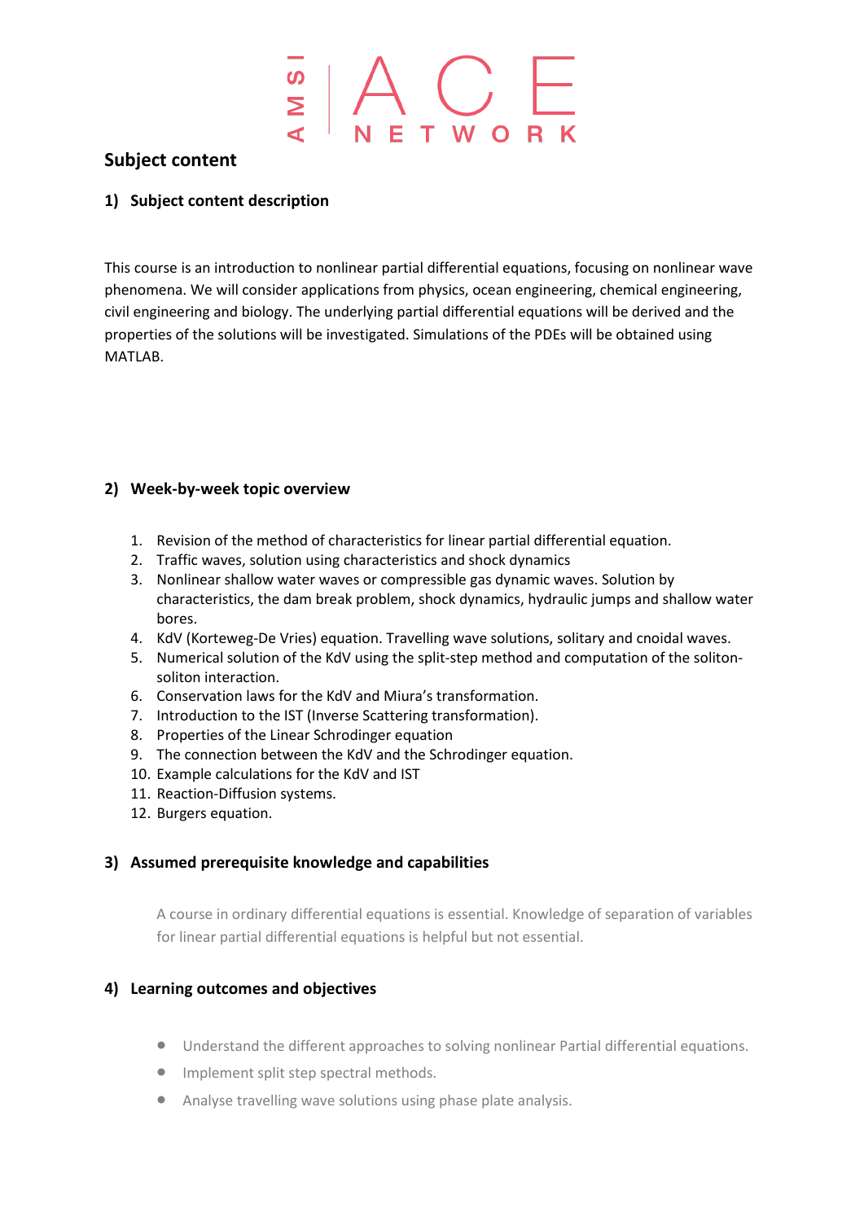## Subject content

### 1) Subject content description

This course is an introduction to nonlinear partial differential equations, focusing on nonlinear wave phenomena. We will consider applications from physics, ocean engineering, chemical engineering, civil engineering and biology. The underlying partial differential equations will be derived and the properties of the solutions will be investigated. Simulations of the PDEs will be obtained using MATLAB.

### 2) Week-by-week topic overview

1. Revision of the method of characteristics for linear partial differential equation.
2. Traffic waves, solution using characteristics and shock dynamics
3. Nonlinear shallow water waves or compressible gas dynamic waves. Solution by characteristics, the dam break problem, shock dynamics, hydraulic jumps and shallow water bores.
4. KdV (Korteweg-De Vries) equation. Travelling wave solutions, solitary and cnoidal waves.
5. Numerical solution of the KdV using the split-step method and computation of the soliton-soliton interaction.
6. Conservation laws for the KdV and Miura's transformation.
7. Introduction to the IST (Inverse Scattering transformation).
8. Properties of the Linear Schrodinger equation
9. The connection between the KdV and the Schrodinger equation.
10. Example calculations for the KdV and IST
11. Reaction-Diffusion systems.
12. Burgers equation.

### 3) Assumed prerequisite knowledge and capabilities

A course in ordinary differential equations is essential. Knowledge of separation of variables for linear partial differential equations is helpful but not essential.

### 4) Learning outcomes and objectives

- Understand the different approaches to solving nonlinear Partial differential equations.
- Implement split step spectral methods.
- Analyse travelling wave solutions using phase plate analysis.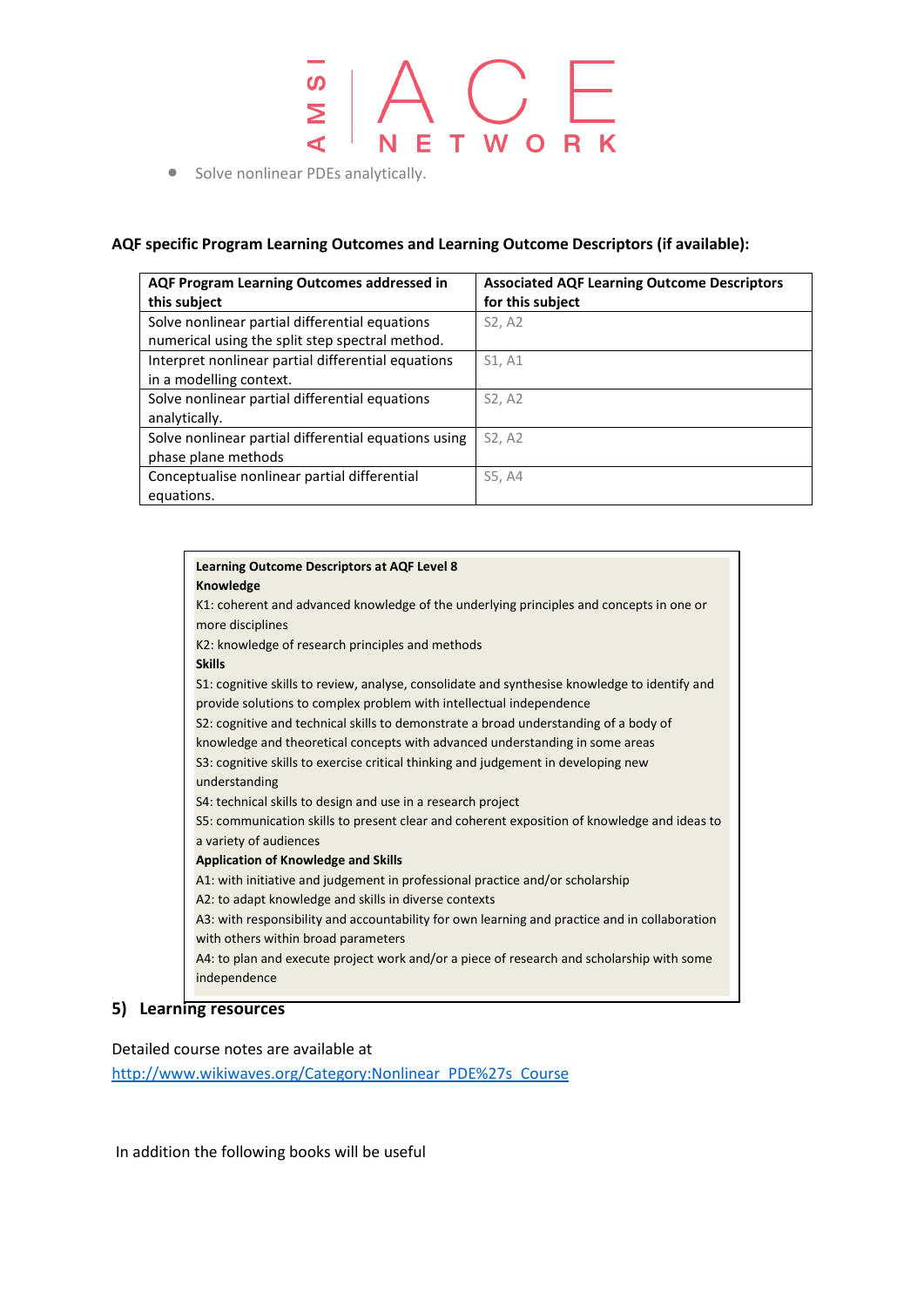- Solve nonlinear PDEs analytically.

**AQF specific Program Learning Outcomes and Learning Outcome Descriptors (if available):**

| AQF Program Learning Outcomes addressed in this subject | Associated AQF Learning Outcome Descriptors for this subject |
|---|---|
| Solve nonlinear partial differential equations numerical using the split step spectral method. | S2, A2 |
| Interpret nonlinear partial differential equations in a modelling context. | S1, A1 |
| Solve nonlinear partial differential equations analytically. | S2, A2 |
| Solve nonlinear partial differential equations using phase plane methods | S2, A2 |
| Conceptualise nonlinear partial differential equations. | S5, A4 |

**Learning Outcome Descriptors at AQF Level 8**

**Knowledge**

K1: coherent and advanced knowledge of the underlying principles and concepts in one or more disciplines

K2: knowledge of research principles and methods

**Skills**

S1: cognitive skills to review, analyse, consolidate and synthesise knowledge to identify and provide solutions to complex problem with intellectual independence

S2: cognitive and technical skills to demonstrate a broad understanding of a body of knowledge and theoretical concepts with advanced understanding in some areas

S3: cognitive skills to exercise critical thinking and judgement in developing new understanding

S4: technical skills to design and use in a research project

S5: communication skills to present clear and coherent exposition of knowledge and ideas to a variety of audiences

**Application of Knowledge and Skills**

A1: with initiative and judgement in professional practice and/or scholarship

A2: to adapt knowledge and skills in diverse contexts

A3: with responsibility and accountability for own learning and practice and in collaboration with others within broad parameters

A4: to plan and execute project work and/or a piece of research and scholarship with some independence

## 5) Learning resources

Detailed course notes are available at
[http://www.wikiwaves.org/Category:Nonlinear_PDE%27s_Course](http://www.wikiwaves.org/Category:Nonlinear_PDE%27s_Course)

In addition the following books will be useful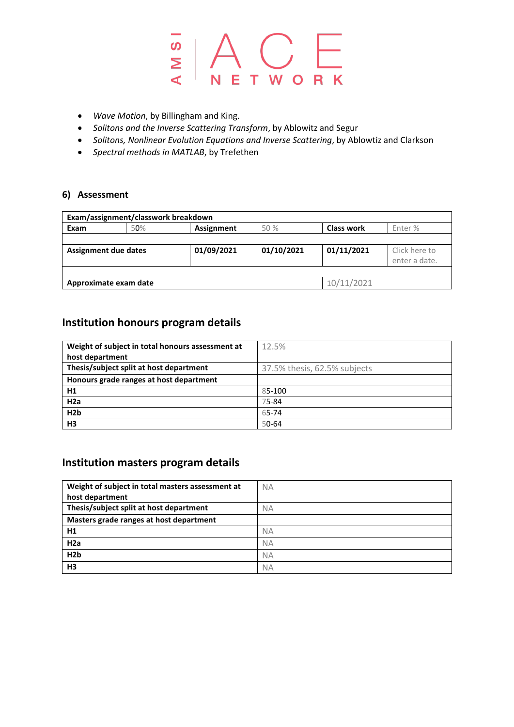- *Wave Motion*, by Billingham and King.
- *Solitons and the Inverse Scattering Transform*, by Ablowitz and Segur
- *Solitons, Nonlinear Evolution Equations and Inverse Scattering*, by Ablowtiz and Clarkson
- *Spectral methods in MATLAB*, by Trefethen

### 6) Assessment

| Exam/assignment/classwork breakdown | | | | | |
|---|---|---|---|---|---|
| **Exam** | 50% | **Assignment** | 50 % | **Class work** | Enter % |
| | | | | | |
| **Assignment due dates** | | **01/09/2021** | **01/10/2021** | **01/11/2021** | Click here to enter a date. |
| | | | | | |
| **Approximate exam date** | | | | 10/11/2021 | |

## Institution honours program details

| | |
|---|---|
| **Weight of subject in total honours assessment at host department** | 12.5% |
| **Thesis/subject split at host department** | 37.5% thesis, 62.5% subjects |
| **Honours grade ranges at host department** | |
| **H1** | 85-100 |
| **H2a** | 75-84 |
| **H2b** | 65-74 |
| **H3** | 50-64 |

## Institution masters program details

| | |
|---|---|
| **Weight of subject in total masters assessment at host department** | NA |
| **Thesis/subject split at host department** | NA |
| **Masters grade ranges at host department** | |
| **H1** | NA |
| **H2a** | NA |
| **H2b** | NA |
| **H3** | NA |